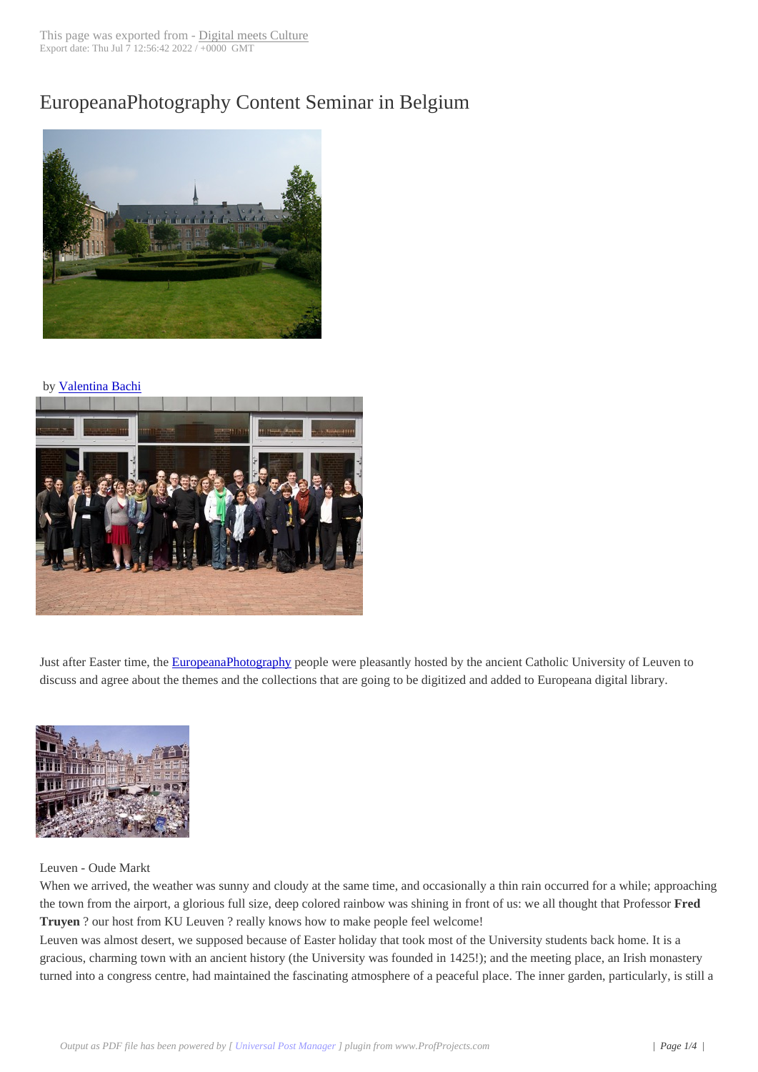# EuropeanaPhotography Content Seminar in Belgium

by Valentina Bachi

Just after Easter time, the EuropeanaPhotography people were pleasantly hosted by the ancient Catholic University of Leuven to discuss and agree about the themes and the collections that are going to be digitized and added to Europeana digital library.

Leuven - Oude Markt

When we arrived, the weather was sunny and cloudy at the same time, and occasionally a thin rain occurred for a while; approaching the town from the airport, a glorious full size, deep colored rainbow was shining in front of us: we all thought that Professor **Fred Truyen** ? our host from KU Leuven ? really knows how to make people feel welcome!

Leuven was almost desert, we supposed because of Easter holiday that took most of the University students back home. It is a gracious, charming town with an ancient history (the University was founded in 1425!); and the meeting place, an Irish monastery turned into a congress centre, had maintained the fascinating atmosphere of a peaceful place. The inner garden, particularly, is still a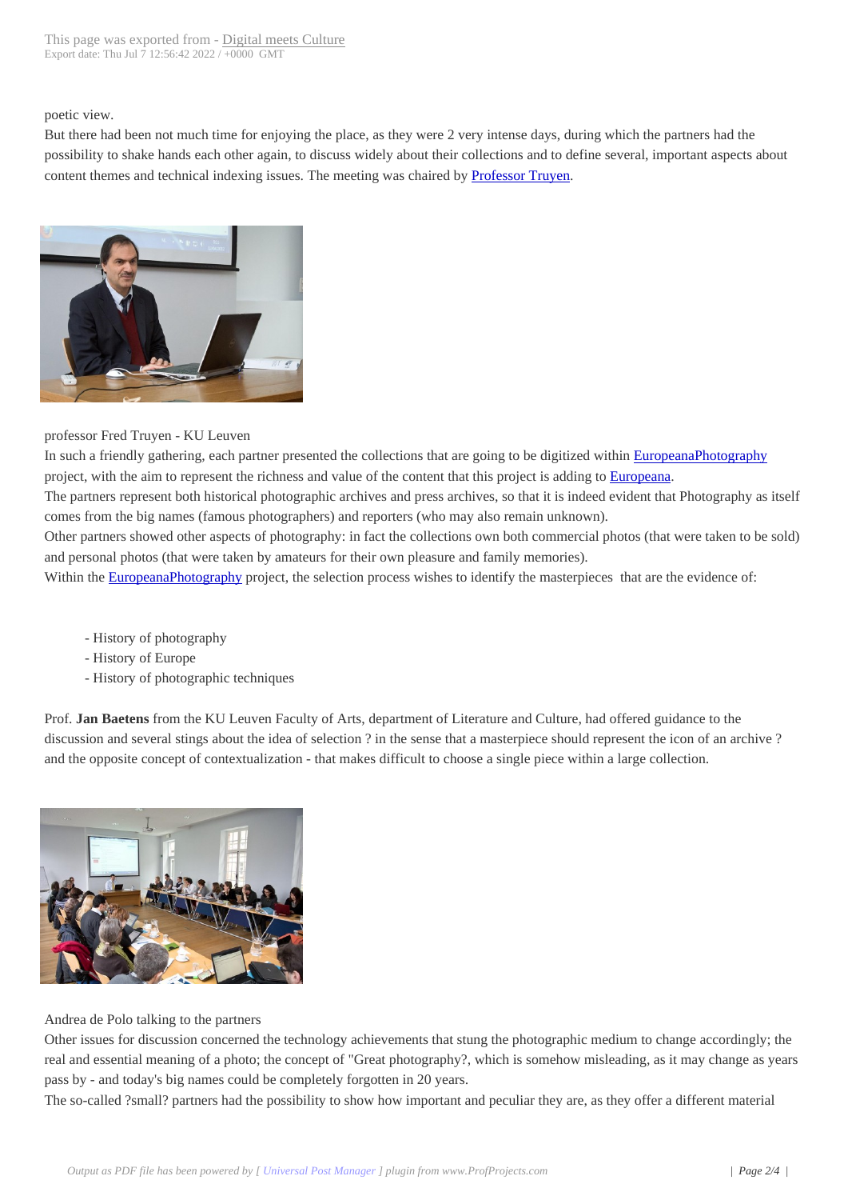poetic view.

But there had been not much time for enjoying the place, as they were 2 very intense days, during which the partners had the possibility to shake hands each other again, to discuss widely about their collections and to define several, important aspects about content themes and technical indexing issues. The meeting was chaired by Professor Truyen.

professor Fred Truyen - KU Leuven

In such a friendly gathering, each partner presented the collections that are going to be digitized within EuropeanaPhotography project, with the aim to represent the richness and value of the content that this project is adding to Europeana.

The partners represent both historical photographic archives and press archives, so that it is indeed evident that Photography as itself comes from the big names (famous photographers) and reporters (who may also remain unknown).

Other partners showed other aspects of photography: in fact the collections own both commercial photos (that were taken to be sold) and personal photos (that were taken by amateurs for their own pleasure and family memories).

Within the EuropeanaPhotography project, the selection process wishes to identify the masterpieces that are the evidence of:

- History of photography
- History of Europe
- History of photographic techniques

Prof. **Jan Baetens** from the KU Leuven Faculty of Arts, department of Literature and Culture, had offered guidance to the discussion and several stings about the idea of selection ? in the sense that a masterpiece should represent the icon of an archive ? and the opposite concept of contextualization - that makes difficult to choose a single piece within a large collection.

Andrea de Polo talking to the partners

Other issues for discussion concerned the technology achievements that stung the photographic medium to change accordingly; the real and essential meaning of a photo; the concept of "Great photography?, which is somehow misleading, as it may change as years pass by - and today's big names could be completely forgotten in 20 years.

The so-called ?small? partners had the possibility to show how important and peculiar they are, as they offer a different material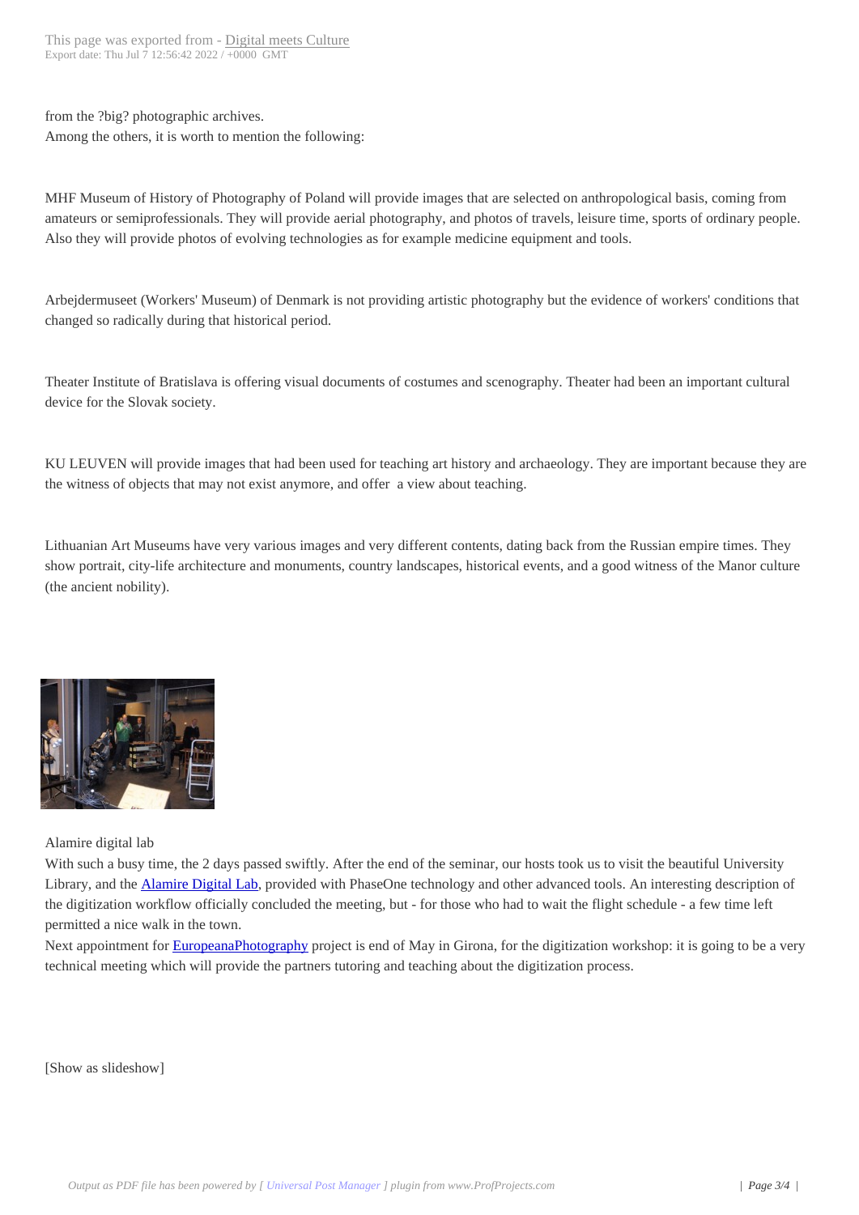from the ?big? photographic archives.
Among the others, it is worth to mention the following:

MHF Museum of History of Photography of Poland will provide images that are selected on anthropological basis, coming from amateurs or semiprofessionals. They will provide aerial photography, and photos of travels, leisure time, sports of ordinary people. Also they will provide photos of evolving technologies as for example medicine equipment and tools.

Arbejdermuseet (Workers' Museum) of Denmark is not providing artistic photography but the evidence of workers' conditions that changed so radically during that historical period.

Theater Institute of Bratislava is offering visual documents of costumes and scenography. Theater had been an important cultural device for the Slovak society.

KU LEUVEN will provide images that had been used for teaching art history and archaeology. They are important because they are the witness of objects that may not exist anymore, and offer a view about teaching.

Lithuanian Art Museums have very various images and very different contents, dating back from the Russian empire times. They show portrait, city-life architecture and monuments, country landscapes, historical events, and a good witness of the Manor culture (the ancient nobility).

Alamire digital lab

With such a busy time, the 2 days passed swiftly. After the end of the seminar, our hosts took us to visit the beautiful University Library, and the Alamire Digital Lab, provided with PhaseOne technology and other advanced tools. An interesting description of the digitization workflow officially concluded the meeting, but - for those who had to wait the flight schedule - a few time left permitted a nice walk in the town.

Next appointment for EuropeanaPhotography project is end of May in Girona, for the digitization workshop: it is going to be a very technical meeting which will provide the partners tutoring and teaching about the digitization process.

[Show as slideshow]